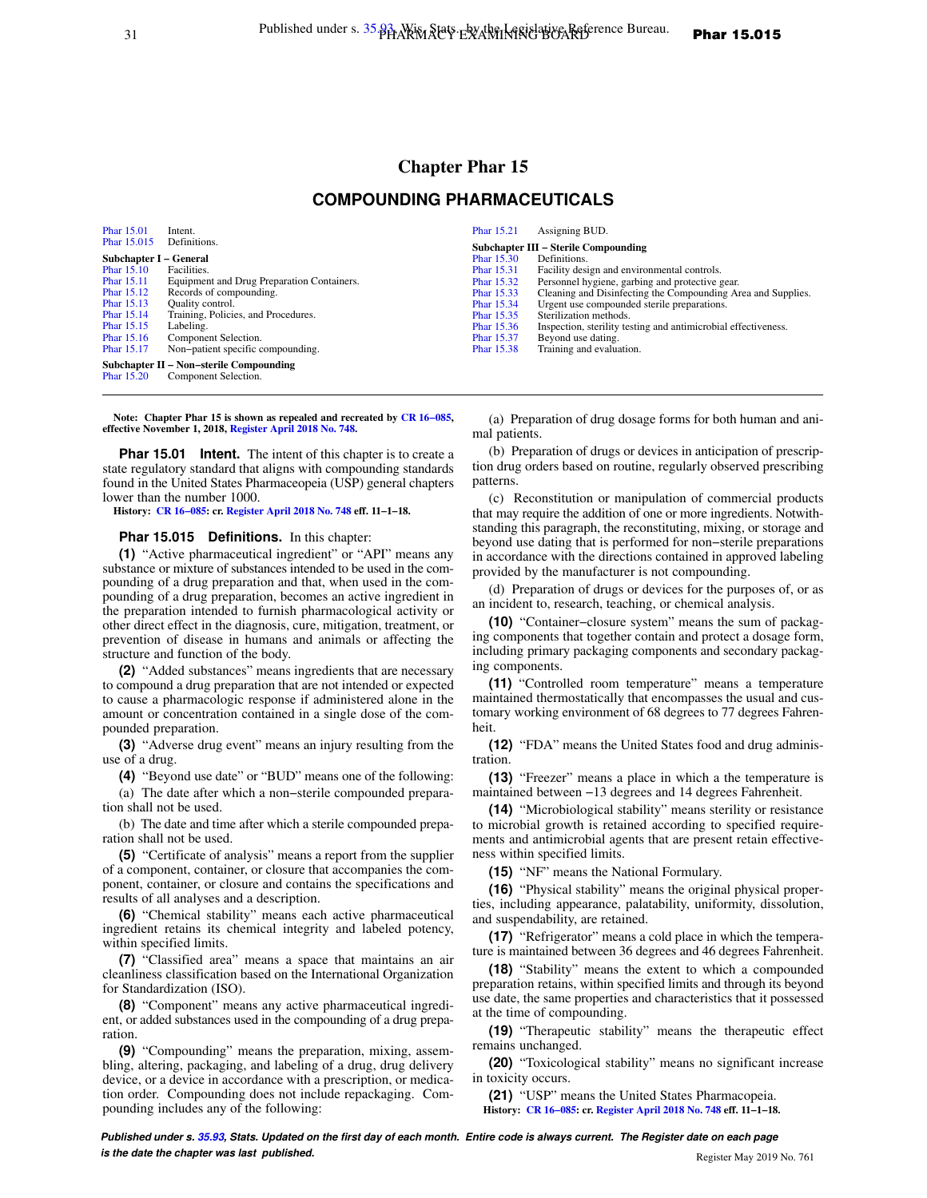# Chapter Phar 15

## COMPOUNDING PHARMACEUTICALS

Phar 15.01 Intent.
Phar 15.015 Definitions.

**Subchapter I – General**
Phar 15.10 Facilities.
Phar 15.11 Equipment and Drug Preparation Containers.
Phar 15.12 Records of compounding.
Phar 15.13 Quality control.
Phar 15.14 Training, Policies, and Procedures.
Phar 15.15 Labeling.
Phar 15.16 Component Selection.
Phar 15.17 Non−patient specific compounding.

**Subchapter II – Non−sterile Compounding**
Phar 15.20 Component Selection.
Phar 15.21 Assigning BUD.

**Subchapter III – Sterile Compounding**
Phar 15.30 Definitions.
Phar 15.31 Facility design and environmental controls.
Phar 15.32 Personnel hygiene, garbing and protective gear.
Phar 15.33 Cleaning and Disinfecting the Compounding Area and Supplies.
Phar 15.34 Urgent use compounded sterile preparations.
Phar 15.35 Sterilization methods.
Phar 15.36 Inspection, sterility testing and antimicrobial effectiveness.
Phar 15.37 Beyond use dating.
Phar 15.38 Training and evaluation.

---

**Note: Chapter Phar 15 is shown as repealed and recreated by CR 16−085, effective November 1, 2018, Register April 2018 No. 748.**

**Phar 15.01 Intent.** The intent of this chapter is to create a state regulatory standard that aligns with compounding standards found in the United States Pharmacopeia (USP) general chapters lower than the number 1000.

**History:** CR 16−085: cr. Register April 2018 No. 748 eff. 11−1−18.

**Phar 15.015 Definitions.** In this chapter:

**(1)** "Active pharmaceutical ingredient" or "API" means any substance or mixture of substances intended to be used in the compounding of a drug preparation and that, when used in the compounding of a drug preparation, becomes an active ingredient in the preparation intended to furnish pharmacological activity or other direct effect in the diagnosis, cure, mitigation, treatment, or prevention of disease in humans and animals or affecting the structure and function of the body.

**(2)** "Added substances" means ingredients that are necessary to compound a drug preparation that are not intended or expected to cause a pharmacologic response if administered alone in the amount or concentration contained in a single dose of the compounded preparation.

**(3)** "Adverse drug event" means an injury resulting from the use of a drug.

**(4)** "Beyond use date" or "BUD" means one of the following:

(a) The date after which a non−sterile compounded preparation shall not be used.

(b) The date and time after which a sterile compounded preparation shall not be used.

**(5)** "Certificate of analysis" means a report from the supplier of a component, container, or closure that accompanies the component, container, or closure and contains the specifications and results of all analyses and a description.

**(6)** "Chemical stability" means each active pharmaceutical ingredient retains its chemical integrity and labeled potency, within specified limits.

**(7)** "Classified area" means a space that maintains an air cleanliness classification based on the International Organization for Standardization (ISO).

**(8)** "Component" means any active pharmaceutical ingredient, or added substances used in the compounding of a drug preparation.

**(9)** "Compounding" means the preparation, mixing, assembling, altering, packaging, and labeling of a drug, drug delivery device, or a device in accordance with a prescription, or medication order. Compounding does not include repackaging. Compounding includes any of the following:

(a) Preparation of drug dosage forms for both human and animal patients.

(b) Preparation of drugs or devices in anticipation of prescription drug orders based on routine, regularly observed prescribing patterns.

(c) Reconstitution or manipulation of commercial products that may require the addition of one or more ingredients. Notwithstanding this paragraph, the reconstituting, mixing, or storage and beyond use dating that is performed for non−sterile preparations in accordance with the directions contained in approved labeling provided by the manufacturer is not compounding.

(d) Preparation of drugs or devices for the purposes of, or as an incident to, research, teaching, or chemical analysis.

**(10)** "Container−closure system" means the sum of packaging components that together contain and protect a dosage form, including primary packaging components and secondary packaging components.

**(11)** "Controlled room temperature" means a temperature maintained thermostatically that encompasses the usual and customary working environment of 68 degrees to 77 degrees Fahrenheit.

**(12)** "FDA" means the United States food and drug administration.

**(13)** "Freezer" means a place in which a the temperature is maintained between −13 degrees and 14 degrees Fahrenheit.

**(14)** "Microbiological stability" means sterility or resistance to microbial growth is retained according to specified requirements and antimicrobial agents that are present retain effectiveness within specified limits.

**(15)** "NF" means the National Formulary.

**(16)** "Physical stability" means the original physical properties, including appearance, palatability, uniformity, dissolution, and suspendability, are retained.

**(17)** "Refrigerator" means a cold place in which the temperature is maintained between 36 degrees and 46 degrees Fahrenheit.

**(18)** "Stability" means the extent to which a compounded preparation retains, within specified limits and through its beyond use date, the same properties and characteristics that it possessed at the time of compounding.

**(19)** "Therapeutic stability" means the therapeutic effect remains unchanged.

**(20)** "Toxicological stability" means no significant increase in toxicity occurs.

**(21)** "USP" means the United States Pharmacopeia.

**History:** CR 16−085: cr. Register April 2018 No. 748 eff. 11−1−18.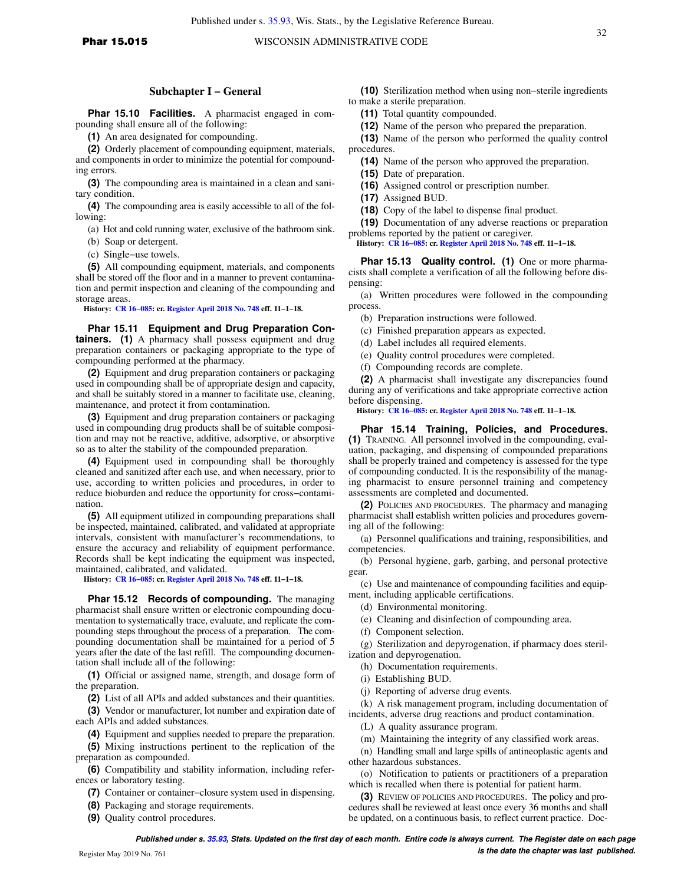## Subchapter I – General

**Phar 15.10 Facilities.** A pharmacist engaged in compounding shall ensure all of the following:

**(1)** An area designated for compounding.

**(2)** Orderly placement of compounding equipment, materials, and components in order to minimize the potential for compounding errors.

**(3)** The compounding area is maintained in a clean and sanitary condition.

**(4)** The compounding area is easily accessible to all of the following:

(a) Hot and cold running water, exclusive of the bathroom sink.

(b) Soap or detergent.

(c) Single−use towels.

**(5)** All compounding equipment, materials, and components shall be stored off the floor and in a manner to prevent contamination and permit inspection and cleaning of the compounding and storage areas.

**History:** CR 16−085: cr. Register April 2018 No. 748 eff. 11−1−18.

**Phar 15.11 Equipment and Drug Preparation Containers. (1)** A pharmacy shall possess equipment and drug preparation containers or packaging appropriate to the type of compounding performed at the pharmacy.

**(2)** Equipment and drug preparation containers or packaging used in compounding shall be of appropriate design and capacity, and shall be suitably stored in a manner to facilitate use, cleaning, maintenance, and protect it from contamination.

**(3)** Equipment and drug preparation containers or packaging used in compounding drug products shall be of suitable composition and may not be reactive, additive, adsorptive, or absorptive so as to alter the stability of the compounded preparation.

**(4)** Equipment used in compounding shall be thoroughly cleaned and sanitized after each use, and when necessary, prior to use, according to written policies and procedures, in order to reduce bioburden and reduce the opportunity for cross−contamination.

**(5)** All equipment utilized in compounding preparations shall be inspected, maintained, calibrated, and validated at appropriate intervals, consistent with manufacturer's recommendations, to ensure the accuracy and reliability of equipment performance. Records shall be kept indicating the equipment was inspected, maintained, calibrated, and validated.

**History:** CR 16−085: cr. Register April 2018 No. 748 eff. 11−1−18.

**Phar 15.12 Records of compounding.** The managing pharmacist shall ensure written or electronic compounding documentation to systematically trace, evaluate, and replicate the compounding steps throughout the process of a preparation. The compounding documentation shall be maintained for a period of 5 years after the date of the last refill. The compounding documentation shall include all of the following:

**(1)** Official or assigned name, strength, and dosage form of the preparation.

**(2)** List of all APIs and added substances and their quantities.

**(3)** Vendor or manufacturer, lot number and expiration date of each APIs and added substances.

**(4)** Equipment and supplies needed to prepare the preparation.

**(5)** Mixing instructions pertinent to the replication of the preparation as compounded.

**(6)** Compatibility and stability information, including references or laboratory testing.

**(7)** Container or container−closure system used in dispensing.

**(8)** Packaging and storage requirements.

**(9)** Quality control procedures.

**(10)** Sterilization method when using non−sterile ingredients to make a sterile preparation.

**(11)** Total quantity compounded.

**(12)** Name of the person who prepared the preparation.

**(13)** Name of the person who performed the quality control procedures.

**(14)** Name of the person who approved the preparation.

**(15)** Date of preparation.

**(16)** Assigned control or prescription number.

**(17)** Assigned BUD.

**(18)** Copy of the label to dispense final product.

**(19)** Documentation of any adverse reactions or preparation problems reported by the patient or caregiver.

**History:** CR 16−085: cr. Register April 2018 No. 748 eff. 11−1−18.

**Phar 15.13 Quality control. (1)** One or more pharmacists shall complete a verification of all the following before dispensing:

(a) Written procedures were followed in the compounding process.

(b) Preparation instructions were followed.

(c) Finished preparation appears as expected.

(d) Label includes all required elements.

(e) Quality control procedures were completed.

(f) Compounding records are complete.

**(2)** A pharmacist shall investigate any discrepancies found during any of verifications and take appropriate corrective action before dispensing.

**History:** CR 16−085: cr. Register April 2018 No. 748 eff. 11−1−18.

**Phar 15.14 Training, Policies, and Procedures. (1)** TRAINING. All personnel involved in the compounding, evaluation, packaging, and dispensing of compounded preparations shall be properly trained and competency is assessed for the type of compounding conducted. It is the responsibility of the managing pharmacist to ensure personnel training and competency assessments are completed and documented.

**(2)** POLICIES AND PROCEDURES. The pharmacy and managing pharmacist shall establish written policies and procedures governing all of the following:

(a) Personnel qualifications and training, responsibilities, and competencies.

(b) Personal hygiene, garb, garbing, and personal protective gear.

(c) Use and maintenance of compounding facilities and equipment, including applicable certifications.

(d) Environmental monitoring.

(e) Cleaning and disinfection of compounding area.

(f) Component selection.

(g) Sterilization and depyrogenation, if pharmacy does sterilization and depyrogenation.

(h) Documentation requirements.

(i) Establishing BUD.

(j) Reporting of adverse drug events.

(k) A risk management program, including documentation of incidents, adverse drug reactions and product contamination.

(L) A quality assurance program.

(m) Maintaining the integrity of any classified work areas.

(n) Handling small and large spills of antineoplastic agents and other hazardous substances.

(o) Notification to patients or practitioners of a preparation which is recalled when there is potential for patient harm.

**(3)** REVIEW OF POLICIES AND PROCEDURES. The policy and procedures shall be reviewed at least once every 36 months and shall be updated, on a continuous basis, to reflect current practice. Doc-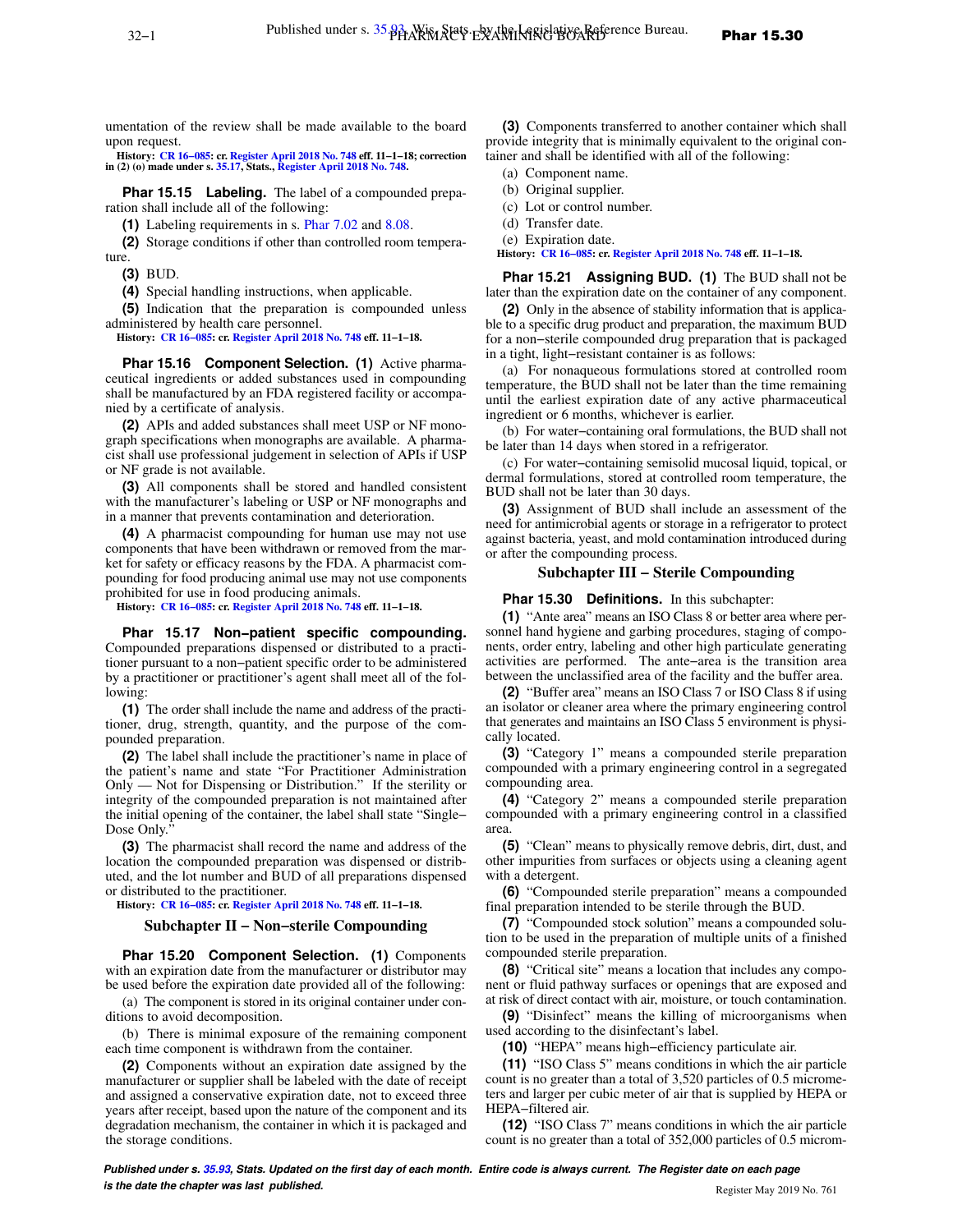umentation of the review shall be made available to the board upon request.

**History:** CR 16−085: cr. Register April 2018 No. 748 eff. 11−1−18; correction in (2) (o) made under s. 35.17, Stats., Register April 2018 No. 748.

**Phar 15.15 Labeling.** The label of a compounded preparation shall include all of the following:

**(1)** Labeling requirements in s. Phar 7.02 and 8.08.

**(2)** Storage conditions if other than controlled room temperature.

**(3)** BUD.

**(4)** Special handling instructions, when applicable.

**(5)** Indication that the preparation is compounded unless administered by health care personnel.

**History:** CR 16−085: cr. Register April 2018 No. 748 eff. 11−1−18.

**Phar 15.16 Component Selection. (1)** Active pharmaceutical ingredients or added substances used in compounding shall be manufactured by an FDA registered facility or accompanied by a certificate of analysis.

**(2)** APIs and added substances shall meet USP or NF monograph specifications when monographs are available. A pharmacist shall use professional judgement in selection of APIs if USP or NF grade is not available.

**(3)** All components shall be stored and handled consistent with the manufacturer's labeling or USP or NF monographs and in a manner that prevents contamination and deterioration.

**(4)** A pharmacist compounding for human use may not use components that have been withdrawn or removed from the market for safety or efficacy reasons by the FDA. A pharmacist compounding for food producing animal use may not use components prohibited for use in food producing animals.

**History:** CR 16−085: cr. Register April 2018 No. 748 eff. 11−1−18.

**Phar 15.17 Non−patient specific compounding.** Compounded preparations dispensed or distributed to a practitioner pursuant to a non−patient specific order to be administered by a practitioner or practitioner's agent shall meet all of the following:

**(1)** The order shall include the name and address of the practitioner, drug, strength, quantity, and the purpose of the compounded preparation.

**(2)** The label shall include the practitioner's name in place of the patient's name and state "For Practitioner Administration Only — Not for Dispensing or Distribution." If the sterility or integrity of the compounded preparation is not maintained after the initial opening of the container, the label shall state "Single−Dose Only."

**(3)** The pharmacist shall record the name and address of the location the compounded preparation was dispensed or distributed, and the lot number and BUD of all preparations dispensed or distributed to the practitioner.

**History:** CR 16−085: cr. Register April 2018 No. 748 eff. 11−1−18.

## Subchapter II – Non−sterile Compounding

**Phar 15.20 Component Selection. (1)** Components with an expiration date from the manufacturer or distributor may be used before the expiration date provided all of the following:

(a) The component is stored in its original container under conditions to avoid decomposition.

(b) There is minimal exposure of the remaining component each time component is withdrawn from the container.

**(2)** Components without an expiration date assigned by the manufacturer or supplier shall be labeled with the date of receipt and assigned a conservative expiration date, not to exceed three years after receipt, based upon the nature of the component and its degradation mechanism, the container in which it is packaged and the storage conditions.

**(3)** Components transferred to another container which shall provide integrity that is minimally equivalent to the original container and shall be identified with all of the following:

(a) Component name.

(b) Original supplier.

(c) Lot or control number.

(d) Transfer date.

(e) Expiration date.

**History:** CR 16−085: cr. Register April 2018 No. 748 eff. 11−1−18.

**Phar 15.21 Assigning BUD. (1)** The BUD shall not be later than the expiration date on the container of any component.

**(2)** Only in the absence of stability information that is applicable to a specific drug product and preparation, the maximum BUD for a non−sterile compounded drug preparation that is packaged in a tight, light−resistant container is as follows:

(a) For nonaqueous formulations stored at controlled room temperature, the BUD shall not be later than the time remaining until the earliest expiration date of any active pharmaceutical ingredient or 6 months, whichever is earlier.

(b) For water−containing oral formulations, the BUD shall not be later than 14 days when stored in a refrigerator.

(c) For water−containing semisolid mucosal liquid, topical, or dermal formulations, stored at controlled room temperature, the BUD shall not be later than 30 days.

**(3)** Assignment of BUD shall include an assessment of the need for antimicrobial agents or storage in a refrigerator to protect against bacteria, yeast, and mold contamination introduced during or after the compounding process.

## Subchapter III – Sterile Compounding

**Phar 15.30 Definitions.** In this subchapter:

**(1)** "Ante area" means an ISO Class 8 or better area where personnel hand hygiene and garbing procedures, staging of components, order entry, labeling and other high particulate generating activities are performed. The ante−area is the transition area between the unclassified area of the facility and the buffer area.

**(2)** "Buffer area" means an ISO Class 7 or ISO Class 8 if using an isolator or cleaner area where the primary engineering control that generates and maintains an ISO Class 5 environment is physically located.

**(3)** "Category 1" means a compounded sterile preparation compounded with a primary engineering control in a segregated compounding area.

**(4)** "Category 2" means a compounded sterile preparation compounded with a primary engineering control in a classified area.

**(5)** "Clean" means to physically remove debris, dirt, dust, and other impurities from surfaces or objects using a cleaning agent with a detergent.

**(6)** "Compounded sterile preparation" means a compounded final preparation intended to be sterile through the BUD.

**(7)** "Compounded stock solution" means a compounded solution to be used in the preparation of multiple units of a finished compounded sterile preparation.

**(8)** "Critical site" means a location that includes any component or fluid pathway surfaces or openings that are exposed and at risk of direct contact with air, moisture, or touch contamination.

**(9)** "Disinfect" means the killing of microorganisms when used according to the disinfectant's label.

**(10)** "HEPA" means high−efficiency particulate air.

**(11)** "ISO Class 5" means conditions in which the air particle count is no greater than a total of 3,520 particles of 0.5 micrometers and larger per cubic meter of air that is supplied by HEPA or HEPA−filtered air.

**(12)** "ISO Class 7" means conditions in which the air particle count is no greater than a total of 352,000 particles of 0.5 microm-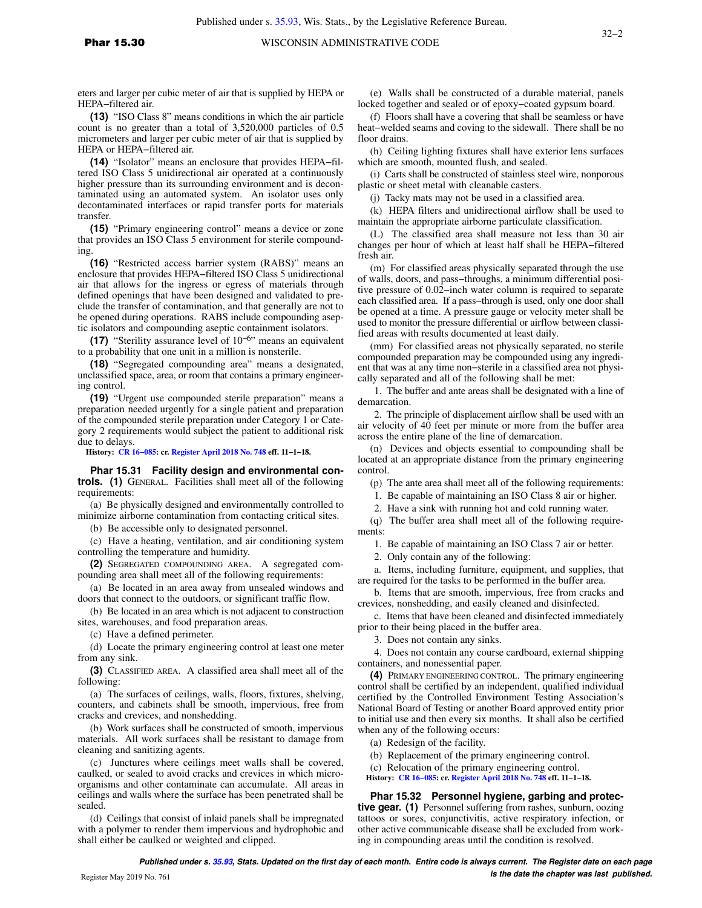eters and larger per cubic meter of air that is supplied by HEPA or HEPA−filtered air.

**(13)** "ISO Class 8" means conditions in which the air particle count is no greater than a total of 3,520,000 particles of 0.5 micrometers and larger per cubic meter of air that is supplied by HEPA or HEPA−filtered air.

**(14)** "Isolator" means an enclosure that provides HEPA−filtered ISO Class 5 unidirectional air operated at a continuously higher pressure than its surrounding environment and is decontaminated using an automated system. An isolator uses only decontaminated interfaces or rapid transfer ports for materials transfer.

**(15)** "Primary engineering control" means a device or zone that provides an ISO Class 5 environment for sterile compounding.

**(16)** "Restricted access barrier system (RABS)" means an enclosure that provides HEPA−filtered ISO Class 5 unidirectional air that allows for the ingress or egress of materials through defined openings that have been designed and validated to preclude the transfer of contamination, and that generally are not to be opened during operations. RABS include compounding aseptic isolators and compounding aseptic containment isolators.

**(17)** "Sterility assurance level of $10^{-6}$" means an equivalent to a probability that one unit in a million is nonsterile.

**(18)** "Segregated compounding area" means a designated, unclassified space, area, or room that contains a primary engineering control.

**(19)** "Urgent use compounded sterile preparation" means a preparation needed urgently for a single patient and preparation of the compounded sterile preparation under Category 1 or Category 2 requirements would subject the patient to additional risk due to delays.

**History:** CR 16−085: cr. Register April 2018 No. 748 eff. 11−1−18.

**Phar 15.31 Facility design and environmental controls.** **(1)** GENERAL. Facilities shall meet all of the following requirements:

(a) Be physically designed and environmentally controlled to minimize airborne contamination from contacting critical sites.

(b) Be accessible only to designated personnel.

(c) Have a heating, ventilation, and air conditioning system controlling the temperature and humidity.

**(2)** SEGREGATED COMPOUNDING AREA. A segregated compounding area shall meet all of the following requirements:

(a) Be located in an area away from unsealed windows and doors that connect to the outdoors, or significant traffic flow.

(b) Be located in an area which is not adjacent to construction sites, warehouses, and food preparation areas.

(c) Have a defined perimeter.

(d) Locate the primary engineering control at least one meter from any sink.

**(3)** CLASSIFIED AREA. A classified area shall meet all of the following:

(a) The surfaces of ceilings, walls, floors, fixtures, shelving, counters, and cabinets shall be smooth, impervious, free from cracks and crevices, and nonshedding.

(b) Work surfaces shall be constructed of smooth, impervious materials. All work surfaces shall be resistant to damage from cleaning and sanitizing agents.

(c) Junctures where ceilings meet walls shall be covered, caulked, or sealed to avoid cracks and crevices in which microorganisms and other contaminate can accumulate. All areas in ceilings and walls where the surface has been penetrated shall be sealed.

(d) Ceilings that consist of inlaid panels shall be impregnated with a polymer to render them impervious and hydrophobic and shall either be caulked or weighted and clipped.

(e) Walls shall be constructed of a durable material, panels locked together and sealed or of epoxy−coated gypsum board.

(f) Floors shall have a covering that shall be seamless or have heat−welded seams and coving to the sidewall. There shall be no floor drains.

(h) Ceiling lighting fixtures shall have exterior lens surfaces which are smooth, mounted flush, and sealed.

(i) Carts shall be constructed of stainless steel wire, nonporous plastic or sheet metal with cleanable casters.

(j) Tacky mats may not be used in a classified area.

(k) HEPA filters and unidirectional airflow shall be used to maintain the appropriate airborne particulate classification.

(L) The classified area shall measure not less than 30 air changes per hour of which at least half shall be HEPA−filtered fresh air.

(m) For classified areas physically separated through the use of walls, doors, and pass−throughs, a minimum differential positive pressure of 0.02−inch water column is required to separate each classified area. If a pass−through is used, only one door shall be opened at a time. A pressure gauge or velocity meter shall be used to monitor the pressure differential or airflow between classified areas with results documented at least daily.

(mm) For classified areas not physically separated, no sterile compounded preparation may be compounded using any ingredient that was at any time non−sterile in a classified area not physically separated and all of the following shall be met:

1. The buffer and ante areas shall be designated with a line of demarcation.

2. The principle of displacement airflow shall be used with an air velocity of 40 feet per minute or more from the buffer area across the entire plane of the line of demarcation.

(n) Devices and objects essential to compounding shall be located at an appropriate distance from the primary engineering control.

(p) The ante area shall meet all of the following requirements:

1. Be capable of maintaining an ISO Class 8 air or higher.

2. Have a sink with running hot and cold running water.

(q) The buffer area shall meet all of the following requirements:

1. Be capable of maintaining an ISO Class 7 air or better.

2. Only contain any of the following:

a. Items, including furniture, equipment, and supplies, that are required for the tasks to be performed in the buffer area.

b. Items that are smooth, impervious, free from cracks and crevices, nonshedding, and easily cleaned and disinfected.

c. Items that have been cleaned and disinfected immediately prior to their being placed in the buffer area.

3. Does not contain any sinks.

4. Does not contain any course cardboard, external shipping containers, and nonessential paper.

**(4)** PRIMARY ENGINEERING CONTROL. The primary engineering control shall be certified by an independent, qualified individual certified by the Controlled Environment Testing Association's National Board of Testing or another Board approved entity prior to initial use and then every six months. It shall also be certified when any of the following occurs:

(a) Redesign of the facility.

(b) Replacement of the primary engineering control.

(c) Relocation of the primary engineering control.

**History:** CR 16−085: cr. Register April 2018 No. 748 eff. 11−1−18.

**Phar 15.32 Personnel hygiene, garbing and protective gear.** **(1)** Personnel suffering from rashes, sunburn, oozing tattoos or sores, conjunctivitis, active respiratory infection, or other active communicable disease shall be excluded from working in compounding areas until the condition is resolved.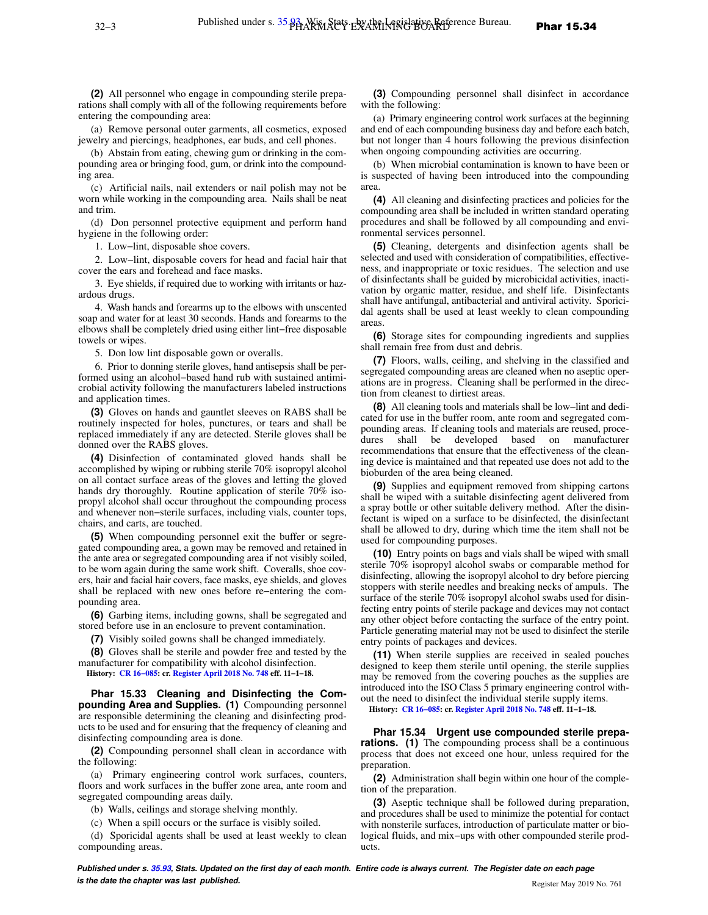**(2)** All personnel who engage in compounding sterile preparations shall comply with all of the following requirements before entering the compounding area:

(a) Remove personal outer garments, all cosmetics, exposed jewelry and piercings, headphones, ear buds, and cell phones.

(b) Abstain from eating, chewing gum or drinking in the compounding area or bringing food, gum, or drink into the compounding area.

(c) Artificial nails, nail extenders or nail polish may not be worn while working in the compounding area. Nails shall be neat and trim.

(d) Don personnel protective equipment and perform hand hygiene in the following order:

1. Low−lint, disposable shoe covers.

2. Low−lint, disposable covers for head and facial hair that cover the ears and forehead and face masks.

3. Eye shields, if required due to working with irritants or hazardous drugs.

4. Wash hands and forearms up to the elbows with unscented soap and water for at least 30 seconds. Hands and forearms to the elbows shall be completely dried using either lint−free disposable towels or wipes.

5. Don low lint disposable gown or overalls.

6. Prior to donning sterile gloves, hand antisepsis shall be performed using an alcohol−based hand rub with sustained antimicrobial activity following the manufacturers labeled instructions and application times.

**(3)** Gloves on hands and gauntlet sleeves on RABS shall be routinely inspected for holes, punctures, or tears and shall be replaced immediately if any are detected. Sterile gloves shall be donned over the RABS gloves.

**(4)** Disinfection of contaminated gloved hands shall be accomplished by wiping or rubbing sterile 70% isopropyl alcohol on all contact surface areas of the gloves and letting the gloved hands dry thoroughly. Routine application of sterile 70% isopropyl alcohol shall occur throughout the compounding process and whenever non−sterile surfaces, including vials, counter tops, chairs, and carts, are touched.

**(5)** When compounding personnel exit the buffer or segregated compounding area, a gown may be removed and retained in the ante area or segregated compounding area if not visibly soiled, to be worn again during the same work shift. Coveralls, shoe covers, hair and facial hair covers, face masks, eye shields, and gloves shall be replaced with new ones before re−entering the compounding area.

**(6)** Garbing items, including gowns, shall be segregated and stored before use in an enclosure to prevent contamination.

**(7)** Visibly soiled gowns shall be changed immediately.

**(8)** Gloves shall be sterile and powder free and tested by the manufacturer for compatibility with alcohol disinfection.

**History:** CR 16−085: cr. Register April 2018 No. 748 eff. 11−1−18.

**Phar 15.33 Cleaning and Disinfecting the Compounding Area and Supplies.** **(1)** Compounding personnel are responsible determining the cleaning and disinfecting products to be used and for ensuring that the frequency of cleaning and disinfecting compounding area is done.

**(2)** Compounding personnel shall clean in accordance with the following:

(a) Primary engineering control work surfaces, counters, floors and work surfaces in the buffer zone area, ante room and segregated compounding areas daily.

(b) Walls, ceilings and storage shelving monthly.

(c) When a spill occurs or the surface is visibly soiled.

(d) Sporicidal agents shall be used at least weekly to clean compounding areas.

**(3)** Compounding personnel shall disinfect in accordance with the following:

(a) Primary engineering control work surfaces at the beginning and end of each compounding business day and before each batch, but not longer than 4 hours following the previous disinfection when ongoing compounding activities are occurring.

(b) When microbial contamination is known to have been or is suspected of having been introduced into the compounding area.

**(4)** All cleaning and disinfecting practices and policies for the compounding area shall be included in written standard operating procedures and shall be followed by all compounding and environmental services personnel.

**(5)** Cleaning, detergents and disinfection agents shall be selected and used with consideration of compatibilities, effectiveness, and inappropriate or toxic residues. The selection and use of disinfectants shall be guided by microbicidal activities, inactivation by organic matter, residue, and shelf life. Disinfectants shall have antifungal, antibacterial and antiviral activity. Sporicidal agents shall be used at least weekly to clean compounding areas.

**(6)** Storage sites for compounding ingredients and supplies shall remain free from dust and debris.

**(7)** Floors, walls, ceiling, and shelving in the classified and segregated compounding areas are cleaned when no aseptic operations are in progress. Cleaning shall be performed in the direction from cleanest to dirtiest areas.

**(8)** All cleaning tools and materials shall be low−lint and dedicated for use in the buffer room, ante room and segregated compounding areas. If cleaning tools and materials are reused, procedures shall be developed based on manufacturer recommendations that ensure that the effectiveness of the cleaning device is maintained and that repeated use does not add to the bioburden of the area being cleaned.

**(9)** Supplies and equipment removed from shipping cartons shall be wiped with a suitable disinfecting agent delivered from a spray bottle or other suitable delivery method. After the disinfectant is wiped on a surface to be disinfected, the disinfectant shall be allowed to dry, during which time the item shall not be used for compounding purposes.

**(10)** Entry points on bags and vials shall be wiped with small sterile 70% isopropyl alcohol swabs or comparable method for disinfecting, allowing the isopropyl alcohol to dry before piercing stoppers with sterile needles and breaking necks of ampuls. The surface of the sterile 70% isopropyl alcohol swabs used for disinfecting entry points of sterile package and devices may not contact any other object before contacting the surface of the entry point. Particle generating material may not be used to disinfect the sterile entry points of packages and devices.

**(11)** When sterile supplies are received in sealed pouches designed to keep them sterile until opening, the sterile supplies may be removed from the covering pouches as the supplies are introduced into the ISO Class 5 primary engineering control without the need to disinfect the individual sterile supply items.

**History:** CR 16−085: cr. Register April 2018 No. 748 eff. 11−1−18.

**Phar 15.34 Urgent use compounded sterile preparations.** **(1)** The compounding process shall be a continuous process that does not exceed one hour, unless required for the preparation.

**(2)** Administration shall begin within one hour of the completion of the preparation.

**(3)** Aseptic technique shall be followed during preparation, and procedures shall be used to minimize the potential for contact with nonsterile surfaces, introduction of particulate matter or biological fluids, and mix−ups with other compounded sterile products.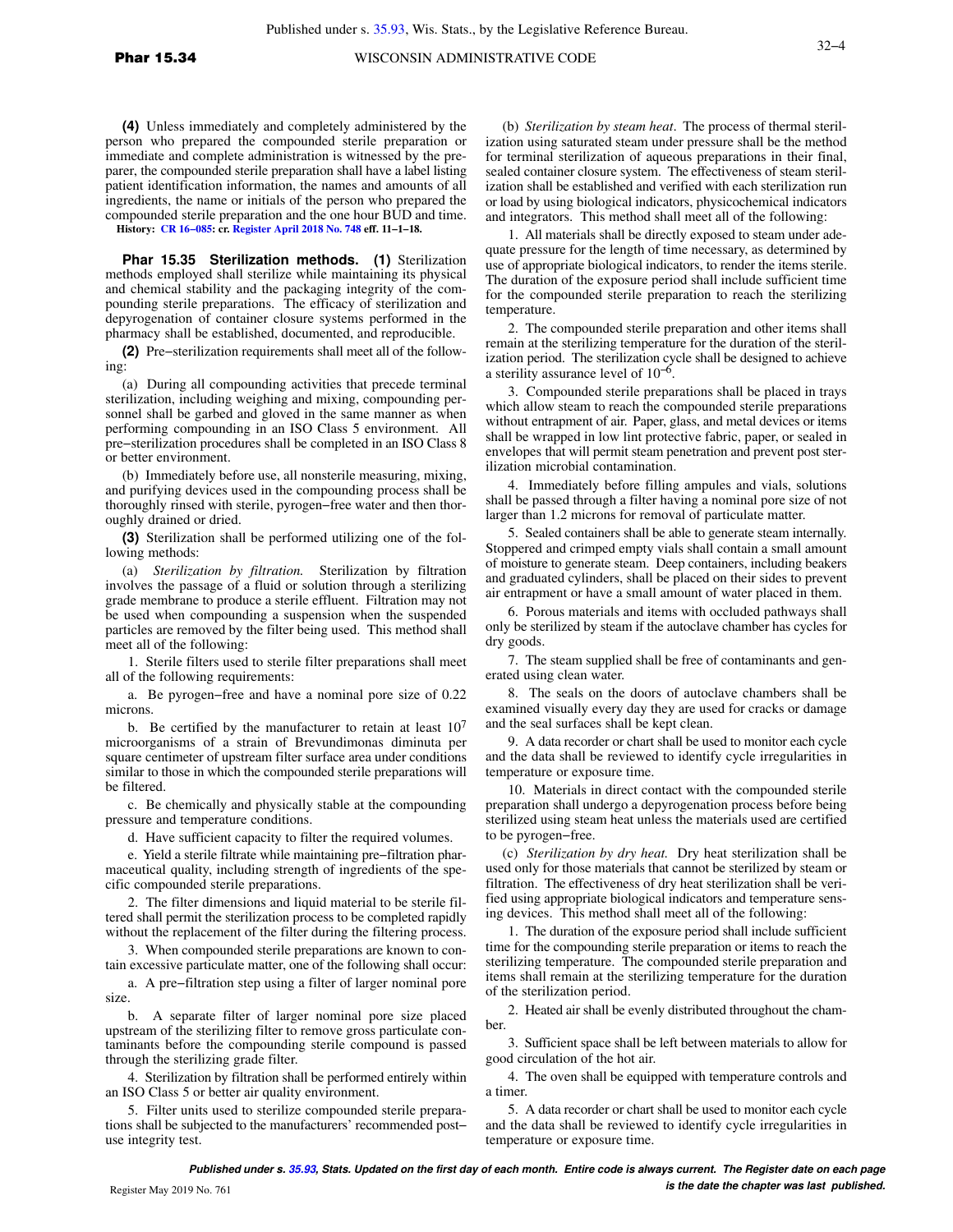(4) Unless immediately and completely administered by the person who prepared the compounded sterile preparation or immediate and complete administration is witnessed by the preparer, the compounded sterile preparation shall have a label listing patient identification information, the names and amounts of all ingredients, the name or initials of the person who prepared the compounded sterile preparation and the one hour BUD and time.

**History:** CR 16−085: cr. Register April 2018 No. 748 eff. 11−1−18.

**Phar 15.35 Sterilization methods.** **(1)** Sterilization methods employed shall sterilize while maintaining its physical and chemical stability and the packaging integrity of the compounding sterile preparations. The efficacy of sterilization and depyrogenation of container closure systems performed in the pharmacy shall be established, documented, and reproducible.

**(2)** Pre−sterilization requirements shall meet all of the following:

(a) During all compounding activities that precede terminal sterilization, including weighing and mixing, compounding personnel shall be garbed and gloved in the same manner as when performing compounding in an ISO Class 5 environment. All pre−sterilization procedures shall be completed in an ISO Class 8 or better environment.

(b) Immediately before use, all nonsterile measuring, mixing, and purifying devices used in the compounding process shall be thoroughly rinsed with sterile, pyrogen−free water and then thoroughly drained or dried.

**(3)** Sterilization shall be performed utilizing one of the following methods:

(a) *Sterilization by filtration.* Sterilization by filtration involves the passage of a fluid or solution through a sterilizing grade membrane to produce a sterile effluent. Filtration may not be used when compounding a suspension when the suspended particles are removed by the filter being used. This method shall meet all of the following:

1. Sterile filters used to sterile filter preparations shall meet all of the following requirements:

a. Be pyrogen−free and have a nominal pore size of 0.22 microns.

b. Be certified by the manufacturer to retain at least $10^7$ microorganisms of a strain of Brevundimonas diminuta per square centimeter of upstream filter surface area under conditions similar to those in which the compounded sterile preparations will be filtered.

c. Be chemically and physically stable at the compounding pressure and temperature conditions.

d. Have sufficient capacity to filter the required volumes.

e. Yield a sterile filtrate while maintaining pre−filtration pharmaceutical quality, including strength of ingredients of the specific compounded sterile preparations.

2. The filter dimensions and liquid material to be sterile filtered shall permit the sterilization process to be completed rapidly without the replacement of the filter during the filtering process.

3. When compounded sterile preparations are known to contain excessive particulate matter, one of the following shall occur:

a. A pre−filtration step using a filter of larger nominal pore size.

b. A separate filter of larger nominal pore size placed upstream of the sterilizing filter to remove gross particulate contaminants before the compounding sterile compound is passed through the sterilizing grade filter.

4. Sterilization by filtration shall be performed entirely within an ISO Class 5 or better air quality environment.

5. Filter units used to sterilize compounded sterile preparations shall be subjected to the manufacturers' recommended post−use integrity test.

(b) *Sterilization by steam heat*. The process of thermal sterilization using saturated steam under pressure shall be the method for terminal sterilization of aqueous preparations in their final, sealed container closure system. The effectiveness of steam sterilization shall be established and verified with each sterilization run or load by using biological indicators, physicochemical indicators and integrators. This method shall meet all of the following:

1. All materials shall be directly exposed to steam under adequate pressure for the length of time necessary, as determined by use of appropriate biological indicators, to render the items sterile. The duration of the exposure period shall include sufficient time for the compounded sterile preparation to reach the sterilizing temperature.

2. The compounded sterile preparation and other items shall remain at the sterilizing temperature for the duration of the sterilization period. The sterilization cycle shall be designed to achieve a sterility assurance level of $10^{-6}$.

3. Compounded sterile preparations shall be placed in trays which allow steam to reach the compounded sterile preparations without entrapment of air. Paper, glass, and metal devices or items shall be wrapped in low lint protective fabric, paper, or sealed in envelopes that will permit steam penetration and prevent post sterilization microbial contamination.

4. Immediately before filling ampules and vials, solutions shall be passed through a filter having a nominal pore size of not larger than 1.2 microns for removal of particulate matter.

5. Sealed containers shall be able to generate steam internally. Stoppered and crimped empty vials shall contain a small amount of moisture to generate steam. Deep containers, including beakers and graduated cylinders, shall be placed on their sides to prevent air entrapment or have a small amount of water placed in them.

6. Porous materials and items with occluded pathways shall only be sterilized by steam if the autoclave chamber has cycles for dry goods.

7. The steam supplied shall be free of contaminants and generated using clean water.

8. The seals on the doors of autoclave chambers shall be examined visually every day they are used for cracks or damage and the seal surfaces shall be kept clean.

9. A data recorder or chart shall be used to monitor each cycle and the data shall be reviewed to identify cycle irregularities in temperature or exposure time.

10. Materials in direct contact with the compounded sterile preparation shall undergo a depyrogenation process before being sterilized using steam heat unless the materials used are certified to be pyrogen−free.

(c) *Sterilization by dry heat.* Dry heat sterilization shall be used only for those materials that cannot be sterilized by steam or filtration. The effectiveness of dry heat sterilization shall be verified using appropriate biological indicators and temperature sensing devices. This method shall meet all of the following:

1. The duration of the exposure period shall include sufficient time for the compounding sterile preparation or items to reach the sterilizing temperature. The compounded sterile preparation and items shall remain at the sterilizing temperature for the duration of the sterilization period.

2. Heated air shall be evenly distributed throughout the chamber.

3. Sufficient space shall be left between materials to allow for good circulation of the hot air.

4. The oven shall be equipped with temperature controls and a timer.

5. A data recorder or chart shall be used to monitor each cycle and the data shall be reviewed to identify cycle irregularities in temperature or exposure time.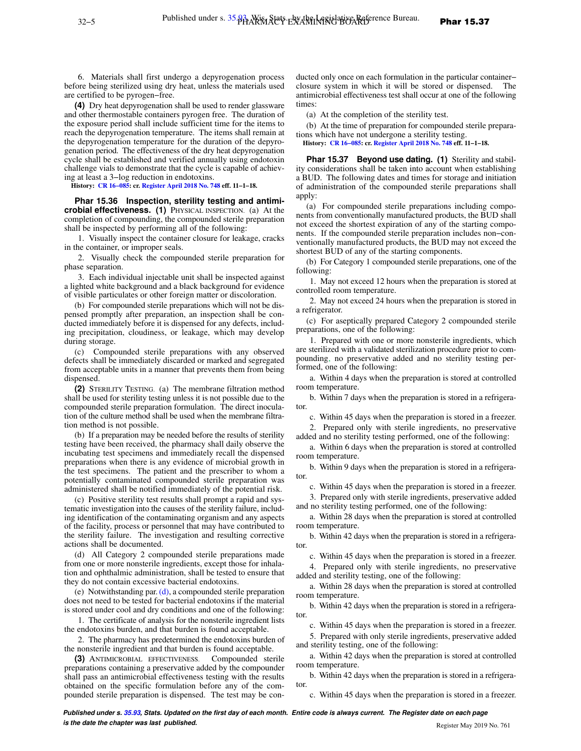6. Materials shall first undergo a depyrogenation process before being sterilized using dry heat, unless the materials used are certified to be pyrogen−free.

**(4)** Dry heat depyrogenation shall be used to render glassware and other thermostable containers pyrogen free. The duration of the exposure period shall include sufficient time for the items to reach the depyrogenation temperature. The items shall remain at the depyrogenation temperature for the duration of the depyrogenation period. The effectiveness of the dry heat depyrogenation cycle shall be established and verified annually using endotoxin challenge vials to demonstrate that the cycle is capable of achieving at least a 3−log reduction in endotoxins.

**History:** CR 16−085: cr. Register April 2018 No. 748 eff. 11−1−18.

**Phar 15.36 Inspection, sterility testing and antimicrobial effectiveness.** **(1)** PHYSICAL INSPECTION. (a) At the completion of compounding, the compounded sterile preparation shall be inspected by performing all of the following:

1. Visually inspect the container closure for leakage, cracks in the container, or improper seals.

2. Visually check the compounded sterile preparation for phase separation.

3. Each individual injectable unit shall be inspected against a lighted white background and a black background for evidence of visible particulates or other foreign matter or discoloration.

(b) For compounded sterile preparations which will not be dispensed promptly after preparation, an inspection shall be conducted immediately before it is dispensed for any defects, including precipitation, cloudiness, or leakage, which may develop during storage.

(c) Compounded sterile preparations with any observed defects shall be immediately discarded or marked and segregated from acceptable units in a manner that prevents them from being dispensed.

**(2)** STERILITY TESTING. (a) The membrane filtration method shall be used for sterility testing unless it is not possible due to the compounded sterile preparation formulation. The direct inoculation of the culture method shall be used when the membrane filtration method is not possible.

(b) If a preparation may be needed before the results of sterility testing have been received, the pharmacy shall daily observe the incubating test specimens and immediately recall the dispensed preparations when there is any evidence of microbial growth in the test specimens. The patient and the prescriber to whom a potentially contaminated compounded sterile preparation was administered shall be notified immediately of the potential risk.

(c) Positive sterility test results shall prompt a rapid and systematic investigation into the causes of the sterility failure, including identification of the contaminating organism and any aspects of the facility, process or personnel that may have contributed to the sterility failure. The investigation and resulting corrective actions shall be documented.

(d) All Category 2 compounded sterile preparations made from one or more nonsterile ingredients, except those for inhalation and ophthalmic administration, shall be tested to ensure that they do not contain excessive bacterial endotoxins.

(e) Notwithstanding par. (d), a compounded sterile preparation does not need to be tested for bacterial endotoxins if the material is stored under cool and dry conditions and one of the following:

1. The certificate of analysis for the nonsterile ingredient lists the endotoxins burden, and that burden is found acceptable.

2. The pharmacy has predetermined the endotoxins burden of the nonsterile ingredient and that burden is found acceptable.

**(3)** ANTIMICROBIAL EFFECTIVENESS. Compounded sterile preparations containing a preservative added by the compounder shall pass an antimicrobial effectiveness testing with the results obtained on the specific formulation before any of the compounded sterile preparation is dispensed. The test may be conducted only once on each formulation in the particular container−closure system in which it will be stored or dispensed. The antimicrobial effectiveness test shall occur at one of the following times:

(a) At the completion of the sterility test.

(b) At the time of preparation for compounded sterile preparations which have not undergone a sterility testing.

**History:** CR 16−085: cr. Register April 2018 No. 748 eff. 11−1−18.

**Phar 15.37 Beyond use dating.** **(1)** Sterility and stability considerations shall be taken into account when establishing a BUD. The following dates and times for storage and initiation of administration of the compounded sterile preparations shall apply:

(a) For compounded sterile preparations including components from conventionally manufactured products, the BUD shall not exceed the shortest expiration of any of the starting components. If the compounded sterile preparation includes non−conventionally manufactured products, the BUD may not exceed the shortest BUD of any of the starting components.

(b) For Category 1 compounded sterile preparations, one of the following:

1. May not exceed 12 hours when the preparation is stored at controlled room temperature.

2. May not exceed 24 hours when the preparation is stored in a refrigerator.

(c) For aseptically prepared Category 2 compounded sterile preparations, one of the following:

1. Prepared with one or more nonsterile ingredients, which are sterilized with a validated sterilization procedure prior to compounding, no preservative added and no sterility testing performed, one of the following:

a. Within 4 days when the preparation is stored at controlled room temperature.

b. Within 7 days when the preparation is stored in a refrigerator.

c. Within 45 days when the preparation is stored in a freezer.

2. Prepared only with sterile ingredients, no preservative added and no sterility testing performed, one of the following:

a. Within 6 days when the preparation is stored at controlled room temperature.

b. Within 9 days when the preparation is stored in a refrigerator.

c. Within 45 days when the preparation is stored in a freezer.

3. Prepared only with sterile ingredients, preservative added and no sterility testing performed, one of the following:

a. Within 28 days when the preparation is stored at controlled room temperature.

b. Within 42 days when the preparation is stored in a refrigerator.

c. Within 45 days when the preparation is stored in a freezer.

4. Prepared only with sterile ingredients, no preservative added and sterility testing, one of the following:

a. Within 28 days when the preparation is stored at controlled room temperature.

b. Within 42 days when the preparation is stored in a refrigerator.

c. Within 45 days when the preparation is stored in a freezer.

5. Prepared with only sterile ingredients, preservative added and sterility testing, one of the following:

a. Within 42 days when the preparation is stored at controlled room temperature.

b. Within 42 days when the preparation is stored in a refrigerator.

c. Within 45 days when the preparation is stored in a freezer.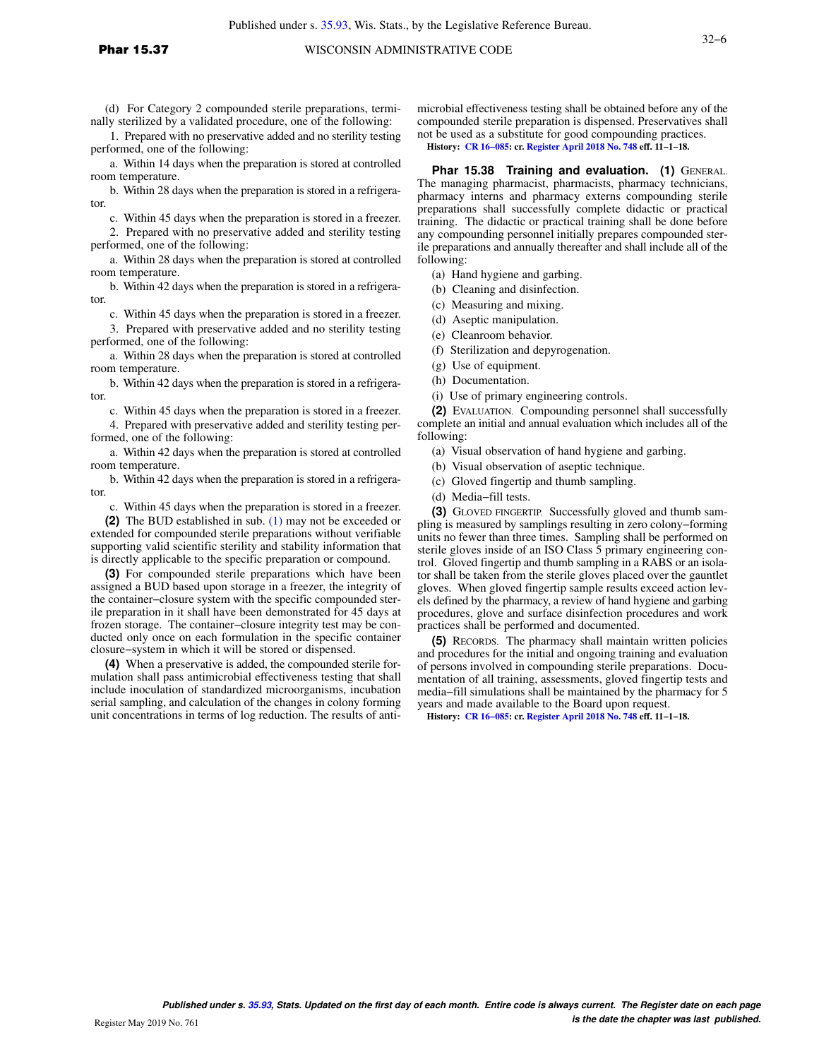(d) For Category 2 compounded sterile preparations, terminally sterilized by a validated procedure, one of the following:

1. Prepared with no preservative added and no sterility testing performed, one of the following:

a. Within 14 days when the preparation is stored at controlled room temperature.

b. Within 28 days when the preparation is stored in a refrigerator.

c. Within 45 days when the preparation is stored in a freezer.

2. Prepared with no preservative added and sterility testing performed, one of the following:

a. Within 28 days when the preparation is stored at controlled room temperature.

b. Within 42 days when the preparation is stored in a refrigerator.

c. Within 45 days when the preparation is stored in a freezer.

3. Prepared with preservative added and no sterility testing performed, one of the following:

a. Within 28 days when the preparation is stored at controlled room temperature.

b. Within 42 days when the preparation is stored in a refrigerator.

c. Within 45 days when the preparation is stored in a freezer.

4. Prepared with preservative added and sterility testing performed, one of the following:

a. Within 42 days when the preparation is stored at controlled room temperature.

b. Within 42 days when the preparation is stored in a refrigerator.

c. Within 45 days when the preparation is stored in a freezer.

**(2)** The BUD established in sub. (1) may not be exceeded or extended for compounded sterile preparations without verifiable supporting valid scientific sterility and stability information that is directly applicable to the specific preparation or compound.

**(3)** For compounded sterile preparations which have been assigned a BUD based upon storage in a freezer, the integrity of the container−closure system with the specific compounded sterile preparation in it shall have been demonstrated for 45 days at frozen storage. The container−closure integrity test may be conducted only once on each formulation in the specific container closure−system in which it will be stored or dispensed.

**(4)** When a preservative is added, the compounded sterile formulation shall pass antimicrobial effectiveness testing that shall include inoculation of standardized microorganisms, incubation serial sampling, and calculation of the changes in colony forming unit concentrations in terms of log reduction. The results of antimicrobial effectiveness testing shall be obtained before any of the compounded sterile preparation is dispensed. Preservatives shall not be used as a substitute for good compounding practices.

**History:** CR 16−085: cr. Register April 2018 No. 748 eff. 11−1−18.

**Phar 15.38 Training and evaluation.** **(1)** GENERAL. The managing pharmacist, pharmacists, pharmacy technicians, pharmacy interns and pharmacy externs compounding sterile preparations shall successfully complete didactic or practical training. The didactic or practical training shall be done before any compounding personnel initially prepares compounded sterile preparations and annually thereafter and shall include all of the following:

(a) Hand hygiene and garbing.

(b) Cleaning and disinfection.

(c) Measuring and mixing.

(d) Aseptic manipulation.

(e) Cleanroom behavior.

(f) Sterilization and depyrogenation.

(g) Use of equipment.

(h) Documentation.

(i) Use of primary engineering controls.

**(2)** EVALUATION. Compounding personnel shall successfully complete an initial and annual evaluation which includes all of the following:

(a) Visual observation of hand hygiene and garbing.

(b) Visual observation of aseptic technique.

(c) Gloved fingertip and thumb sampling.

(d) Media−fill tests.

**(3)** GLOVED FINGERTIP. Successfully gloved and thumb sampling is measured by samplings resulting in zero colony−forming units no fewer than three times. Sampling shall be performed on sterile gloves inside of an ISO Class 5 primary engineering control. Gloved fingertip and thumb sampling in a RABS or an isolator shall be taken from the sterile gloves placed over the gauntlet gloves. When gloved fingertip sample results exceed action levels defined by the pharmacy, a review of hand hygiene and garbing procedures, glove and surface disinfection procedures and work practices shall be performed and documented.

**(5)** RECORDS. The pharmacy shall maintain written policies and procedures for the initial and ongoing training and evaluation of persons involved in compounding sterile preparations. Documentation of all training, assessments, gloved fingertip tests and media−fill simulations shall be maintained by the pharmacy for 5 years and made available to the Board upon request.

**History:** CR 16−085: cr. Register April 2018 No. 748 eff. 11−1−18.